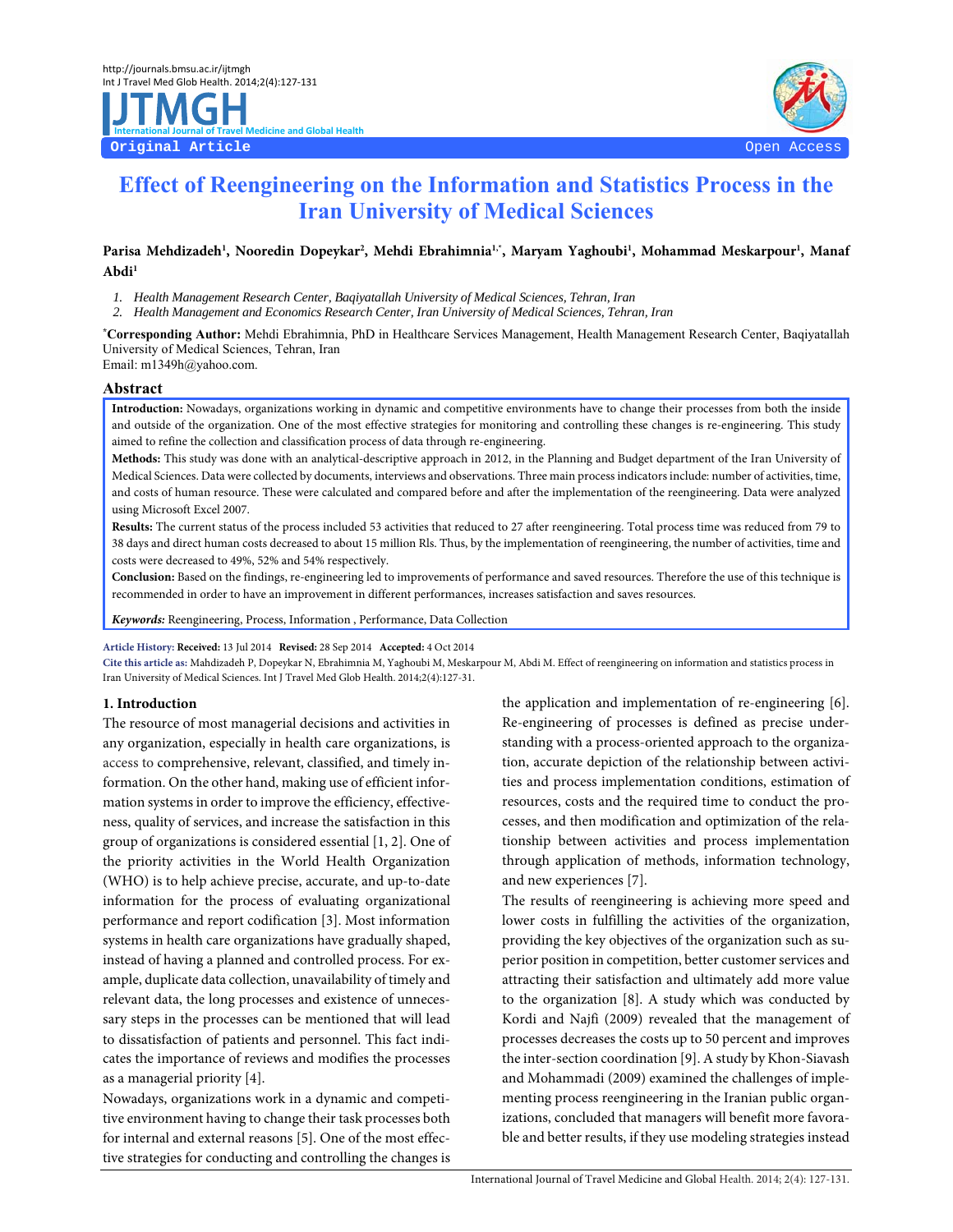Original Article

Open Access

# Effect of Reengineering on the Information and Statistics Process in the Iran University of Medical Sciences

**Parisa Mehdizadeh[1], Nooredin Dopeykar[2], Mehdi Ebrahimnia[1,*], Maryam Yaghoubi[1], Mohammad Meskarpour[1], Manaf Abdi[1]**

1. *Health Management Research Center, Baqiyatallah University of Medical Sciences, Tehran, Iran*
2. *Health Management and Economics Research Center, Iran University of Medical Sciences, Tehran, Iran*

**\*Corresponding Author:** Mehdi Ebrahimnia, PhD in Healthcare Services Management, Health Management Research Center, Baqiyatallah University of Medical Sciences, Tehran, Iran
Email: m1349h@yahoo.com.

## Abstract

**Introduction:** Nowadays, organizations working in dynamic and competitive environments have to change their processes from both the inside and outside of the organization. One of the most effective strategies for monitoring and controlling these changes is re-engineering. This study aimed to refine the collection and classification process of data through re-engineering.

**Methods:** This study was done with an analytical-descriptive approach in 2012, in the Planning and Budget department of the Iran University of Medical Sciences. Data were collected by documents, interviews and observations. Three main process indicators include: number of activities, time, and costs of human resource. These were calculated and compared before and after the implementation of the reengineering. Data were analyzed using Microsoft Excel 2007.

**Results:** The current status of the process included 53 activities that reduced to 27 after reengineering. Total process time was reduced from 79 to 38 days and direct human costs decreased to about 15 million Rls. Thus, by the implementation of reengineering, the number of activities, time and costs were decreased to 49%, 52% and 54% respectively.

**Conclusion:** Based on the findings, re-engineering led to improvements of performance and saved resources. Therefore the use of this technique is recommended in order to have an improvement in different performances, increases satisfaction and saves resources.

***Keywords:*** Reengineering, Process, Information , Performance, Data Collection

**Article History: Received:** 13 Jul 2014 **Revised:** 28 Sep 2014 **Accepted:** 4 Oct 2014

**Cite this article as:** Mahdizadeh P, Dopeykar N, Ebrahimnia M, Yaghoubi M, Meskarpour M, Abdi M. Effect of reengineering on information and statistics process in Iran University of Medical Sciences. Int J Travel Med Glob Health. 2014;2(4):127-31.

## 1. Introduction

The resource of most managerial decisions and activities in any organization, especially in health care organizations, is access to comprehensive, relevant, classified, and timely information. On the other hand, making use of efficient information systems in order to improve the efficiency, effectiveness, quality of services, and increase the satisfaction in this group of organizations is considered essential [1, 2]. One of the priority activities in the World Health Organization (WHO) is to help achieve precise, accurate, and up-to-date information for the process of evaluating organizational performance and report codification [3]. Most information systems in health care organizations have gradually shaped, instead of having a planned and controlled process. For example, duplicate data collection, unavailability of timely and relevant data, the long processes and existence of unnecessary steps in the processes can be mentioned that will lead to dissatisfaction of patients and personnel. This fact indicates the importance of reviews and modifies the processes as a managerial priority [4].

Nowadays, organizations work in a dynamic and competitive environment having to change their task processes both for internal and external reasons [5]. One of the most effective strategies for conducting and controlling the changes is the application and implementation of re-engineering [6]. Re-engineering of processes is defined as precise understanding with a process-oriented approach to the organization, accurate depiction of the relationship between activities and process implementation conditions, estimation of resources, costs and the required time to conduct the processes, and then modification and optimization of the relationship between activities and process implementation through application of methods, information technology, and new experiences [7].

The results of reengineering is achieving more speed and lower costs in fulfilling the activities of the organization, providing the key objectives of the organization such as superior position in competition, better customer services and attracting their satisfaction and ultimately add more value to the organization [8]. A study which was conducted by Kordi and Najfi (2009) revealed that the management of processes decreases the costs up to 50 percent and improves the inter-section coordination [9]. A study by Khon-Siavash and Mohammadi (2009) examined the challenges of implementing process reengineering in the Iranian public organizations, concluded that managers will benefit more favorable and better results, if they use modeling strategies instead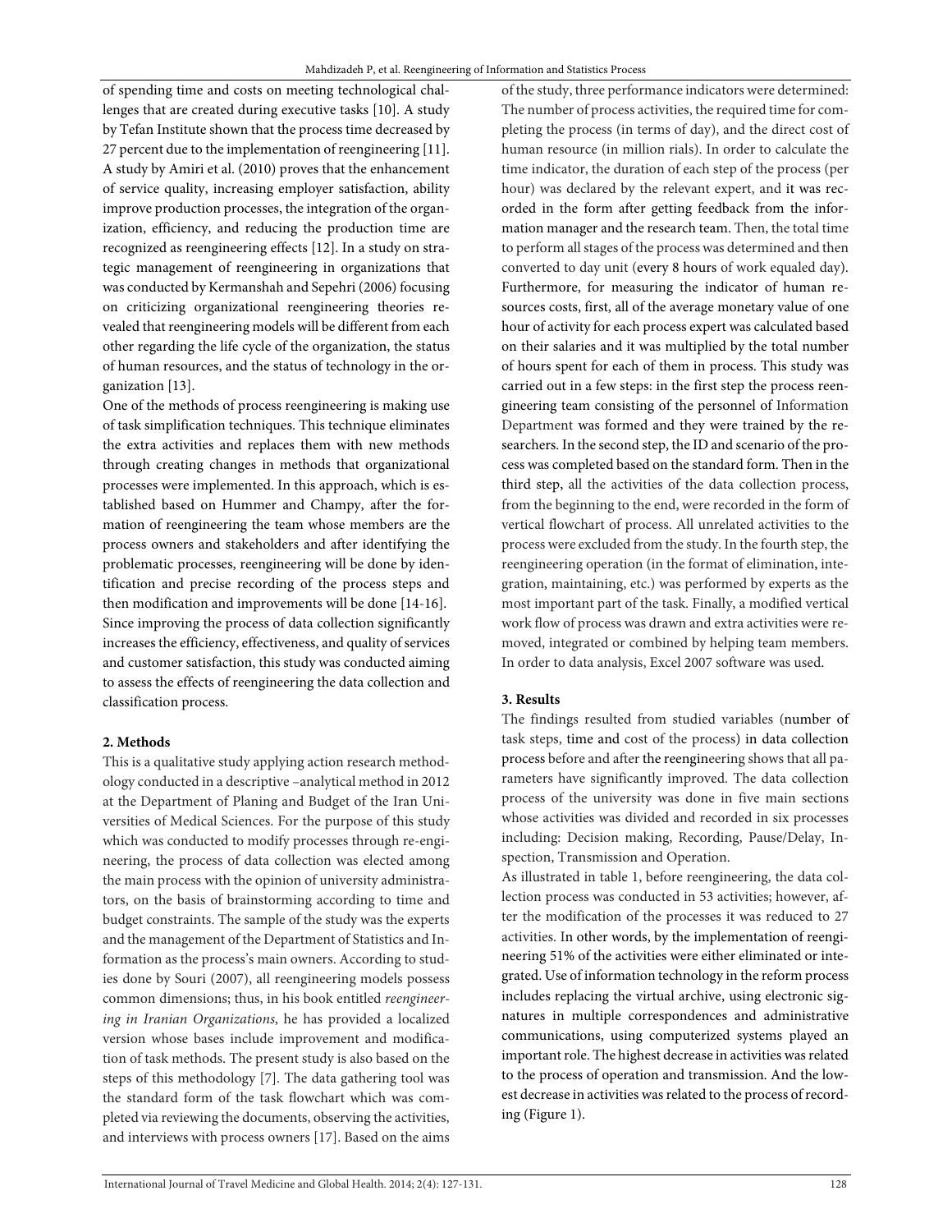of spending time and costs on meeting technological challenges that are created during executive tasks [10]. A study by Tefan Institute shown that the process time decreased by 27 percent due to the implementation of reengineering [11]. A study by Amiri et al. (2010) proves that the enhancement of service quality, increasing employer satisfaction, ability improve production processes, the integration of the organization, efficiency, and reducing the production time are recognized as reengineering effects [12]. In a study on strategic management of reengineering in organizations that was conducted by Kermanshah and Sepehri (2006) focusing on criticizing organizational reengineering theories revealed that reengineering models will be different from each other regarding the life cycle of the organization, the status of human resources, and the status of technology in the organization [13].

One of the methods of process reengineering is making use of task simplification techniques. This technique eliminates the extra activities and replaces them with new methods through creating changes in methods that organizational processes were implemented. In this approach, which is established based on Hummer and Champy, after the formation of reengineering the team whose members are the process owners and stakeholders and after identifying the problematic processes, reengineering will be done by identification and precise recording of the process steps and then modification and improvements will be done [14-16]. Since improving the process of data collection significantly increases the efficiency, effectiveness, and quality of services and customer satisfaction, this study was conducted aiming to assess the effects of reengineering the data collection and classification process.

## 2. Methods

This is a qualitative study applying action research methodology conducted in a descriptive –analytical method in 2012 at the Department of Planing and Budget of the Iran Universities of Medical Sciences. For the purpose of this study which was conducted to modify processes through re-engineering, the process of data collection was elected among the main process with the opinion of university administrators, on the basis of brainstorming according to time and budget constraints. The sample of the study was the experts and the management of the Department of Statistics and Information as the process's main owners. According to studies done by Souri (2007), all reengineering models possess common dimensions; thus, in his book entitled *reengineering in Iranian Organizations*, he has provided a localized version whose bases include improvement and modification of task methods. The present study is also based on the steps of this methodology [7]. The data gathering tool was the standard form of the task flowchart which was completed via reviewing the documents, observing the activities, and interviews with process owners [17]. Based on the aims of the study, three performance indicators were determined: The number of process activities, the required time for completing the process (in terms of day), and the direct cost of human resource (in million rials). In order to calculate the time indicator, the duration of each step of the process (per hour) was declared by the relevant expert, and it was recorded in the form after getting feedback from the information manager and the research team. Then, the total time to perform all stages of the process was determined and then converted to day unit (every 8 hours of work equaled day). Furthermore, for measuring the indicator of human resources costs, first, all of the average monetary value of one hour of activity for each process expert was calculated based on their salaries and it was multiplied by the total number of hours spent for each of them in process. This study was carried out in a few steps: in the first step the process reengineering team consisting of the personnel of Information Department was formed and they were trained by the researchers. In the second step, the ID and scenario of the process was completed based on the standard form. Then in the third step, all the activities of the data collection process, from the beginning to the end, were recorded in the form of vertical flowchart of process. All unrelated activities to the process were excluded from the study. In the fourth step, the reengineering operation (in the format of elimination, integration, maintaining, etc.) was performed by experts as the most important part of the task. Finally, a modified vertical work flow of process was drawn and extra activities were removed, integrated or combined by helping team members. In order to data analysis, Excel 2007 software was used.

## 3. Results

The findings resulted from studied variables (number of task steps, time and cost of the process) in data collection process before and after the reengineering shows that all parameters have significantly improved. The data collection process of the university was done in five main sections whose activities was divided and recorded in six processes including: Decision making, Recording, Pause/Delay, Inspection, Transmission and Operation.

As illustrated in table 1, before reengineering, the data collection process was conducted in 53 activities; however, after the modification of the processes it was reduced to 27 activities. In other words, by the implementation of reengineering 51% of the activities were either eliminated or integrated. Use of information technology in the reform process includes replacing the virtual archive, using electronic signatures in multiple correspondences and administrative communications, using computerized systems played an important role. The highest decrease in activities was related to the process of operation and transmission. And the lowest decrease in activities was related to the process of recording (Figure 1).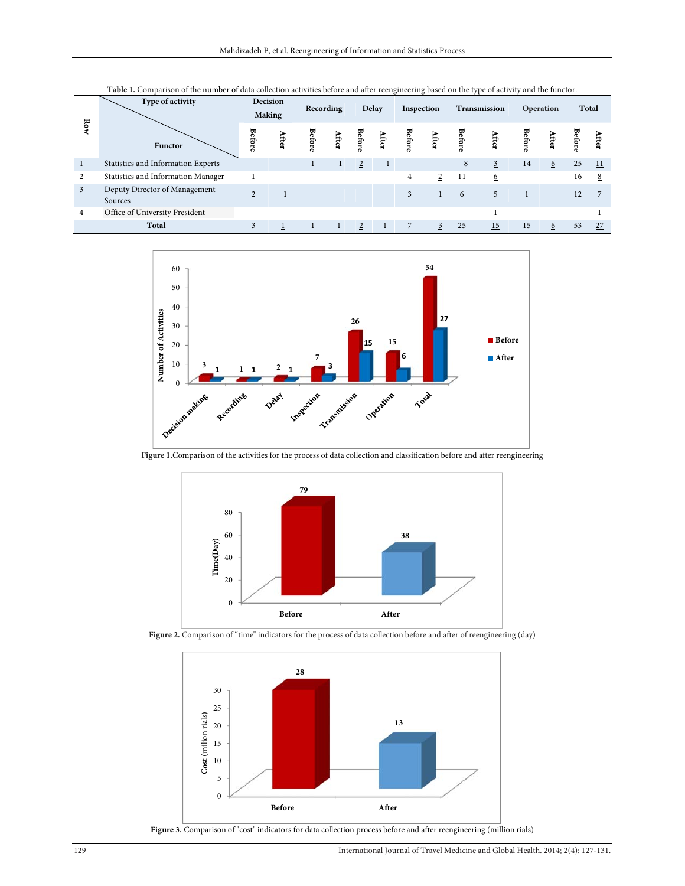**Table 1.** Comparison of the number of data collection activities before and after reengineering based on the type of activity and the functor.

| Row | Type of activity / Functor | Decision Making | | Recording | | Delay | | Inspection | | Transmission | | Operation | | Total | |
|---|---|---|---|---|---|---|---|---|---|---|---|---|---|---|---|
| | | Before | After | Before | After | Before | After | Before | After | Before | After | Before | After | Before | After |
| 1 | Statistics and Information Experts | | | 1 | 1 | 2 | 1 | | | 8 | 3 | 14 | 6 | 25 | 11 |
| 2 | Statistics and Information Manager | 1 | | | | | | 4 | 2 | 11 | 6 | | | 16 | 8 |
| 3 | Deputy Director of Management Sources | 2 | 1 | | | | | 3 | 1 | 6 | 5 | 1 | | 12 | 7 |
| 4 | Office of University President | | | | | | | | | | 1 | | | | 1 |
| | **Total** | 3 | 1 | 1 | 1 | 2 | 1 | 7 | 3 | 25 | 15 | 15 | 6 | 53 | 27 |

**Figure 1.** Comparison of the activities for the process of data collection and classification before and after reengineering

**Figure 2.** Comparison of "time" indicators for the process of data collection before and after of reengineering (day)

**Figure 3.** Comparison of "cost" indicators for data collection process before and after reengineering (million rials)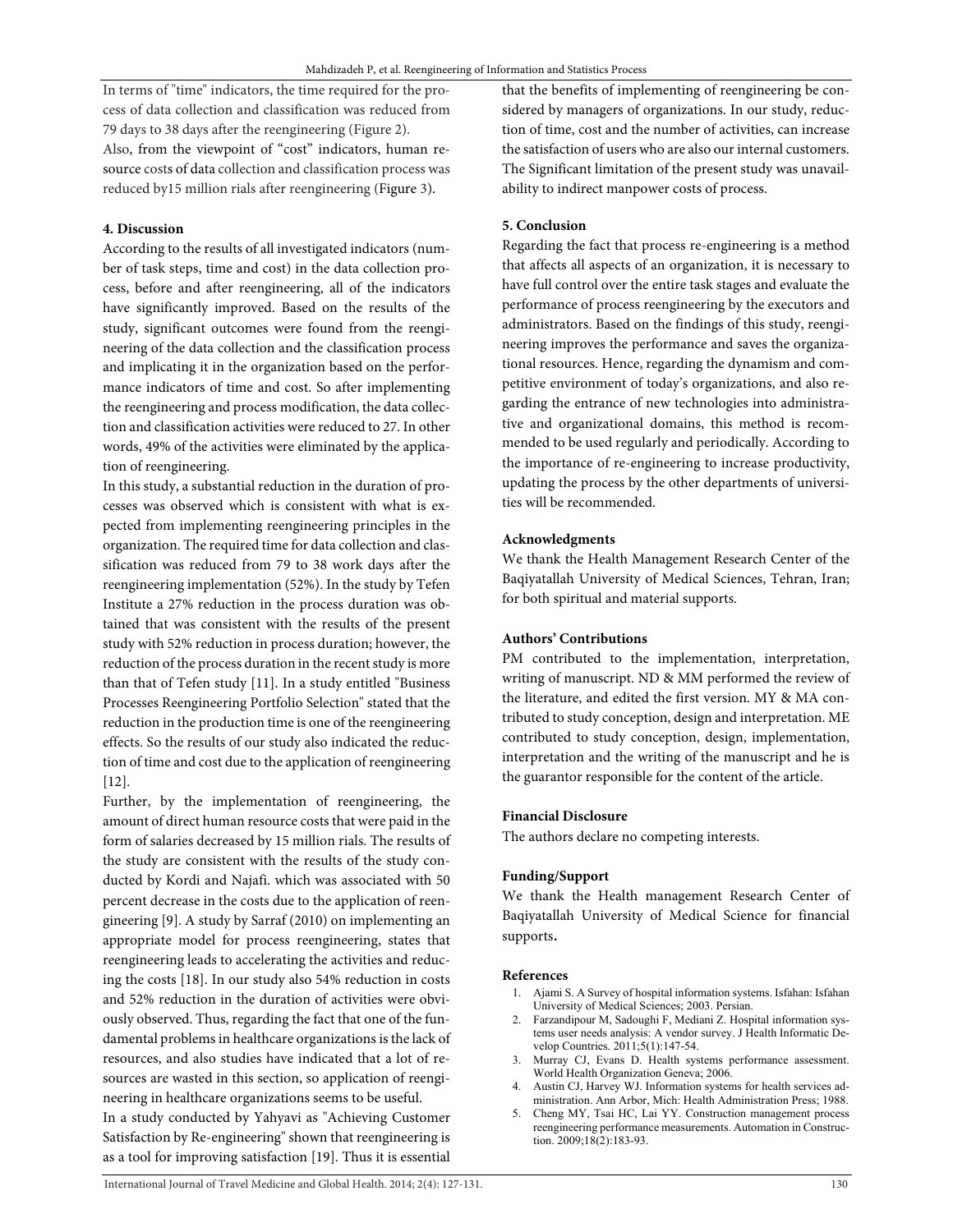In terms of "time" indicators, the time required for the process of data collection and classification was reduced from 79 days to 38 days after the reengineering (Figure 2).

Also, from the viewpoint of "cost" indicators, human resource costs of data collection and classification process was reduced by15 million rials after reengineering (Figure 3).

**4. Discussion**

According to the results of all investigated indicators (number of task steps, time and cost) in the data collection process, before and after reengineering, all of the indicators have significantly improved. Based on the results of the study, significant outcomes were found from the reengineering of the data collection and the classification process and implicating it in the organization based on the performance indicators of time and cost. So after implementing the reengineering and process modification, the data collection and classification activities were reduced to 27. In other words, 49% of the activities were eliminated by the application of reengineering.

In this study, a substantial reduction in the duration of processes was observed which is consistent with what is expected from implementing reengineering principles in the organization. The required time for data collection and classification was reduced from 79 to 38 work days after the reengineering implementation (52%). In the study by Tefen Institute a 27% reduction in the process duration was obtained that was consistent with the results of the present study with 52% reduction in process duration; however, the reduction of the process duration in the recent study is more than that of Tefen study [11]. In a study entitled "Business Processes Reengineering Portfolio Selection" stated that the reduction in the production time is one of the reengineering effects. So the results of our study also indicated the reduction of time and cost due to the application of reengineering [12].

Further, by the implementation of reengineering, the amount of direct human resource costs that were paid in the form of salaries decreased by 15 million rials. The results of the study are consistent with the results of the study conducted by Kordi and Najafi. which was associated with 50 percent decrease in the costs due to the application of reengineering [9]. A study by Sarraf (2010) on implementing an appropriate model for process reengineering, states that reengineering leads to accelerating the activities and reducing the costs [18]. In our study also 54% reduction in costs and 52% reduction in the duration of activities were obviously observed. Thus, regarding the fact that one of the fundamental problems in healthcare organizations is the lack of resources, and also studies have indicated that a lot of resources are wasted in this section, so application of reengineering in healthcare organizations seems to be useful.

In a study conducted by Yahyavi as "Achieving Customer Satisfaction by Re-engineering" shown that reengineering is as a tool for improving satisfaction [19]. Thus it is essential that the benefits of implementing of reengineering be considered by managers of organizations. In our study, reduction of time, cost and the number of activities, can increase the satisfaction of users who are also our internal customers. The Significant limitation of the present study was unavailability to indirect manpower costs of process.

**5. Conclusion**

Regarding the fact that process re-engineering is a method that affects all aspects of an organization, it is necessary to have full control over the entire task stages and evaluate the performance of process reengineering by the executors and administrators. Based on the findings of this study, reengineering improves the performance and saves the organizational resources. Hence, regarding the dynamism and competitive environment of today's organizations, and also regarding the entrance of new technologies into administrative and organizational domains, this method is recommended to be used regularly and periodically. According to the importance of re-engineering to increase productivity, updating the process by the other departments of universities will be recommended.

**Acknowledgments**

We thank the Health Management Research Center of the Baqiyatallah University of Medical Sciences, Tehran, Iran; for both spiritual and material supports.

**Authors' Contributions**

PM contributed to the implementation, interpretation, writing of manuscript. ND & MM performed the review of the literature, and edited the first version. MY & MA contributed to study conception, design and interpretation. ME contributed to study conception, design, implementation, interpretation and the writing of the manuscript and he is the guarantor responsible for the content of the article.

**Financial Disclosure**

The authors declare no competing interests.

**Funding/Support**

We thank the Health management Research Center of Baqiyatallah University of Medical Science for financial supports.

**References**

1. Ajami S. A Survey of hospital information systems. Isfahan: Isfahan University of Medical Sciences; 2003. Persian.
2. Farzandipour M, Sadoughi F, Mediani Z. Hospital information systems user needs analysis: A vendor survey. J Health Informatic Develop Countries. 2011;5(1):147-54.
3. Murray CJ, Evans D. Health systems performance assessment. World Health Organization Geneva; 2006.
4. Austin CJ, Harvey WJ. Information systems for health services administration. Ann Arbor, Mich: Health Administration Press; 1988.
5. Cheng MY, Tsai HC, Lai YY. Construction management process reengineering performance measurements. Automation in Construction. 2009;18(2):183-93.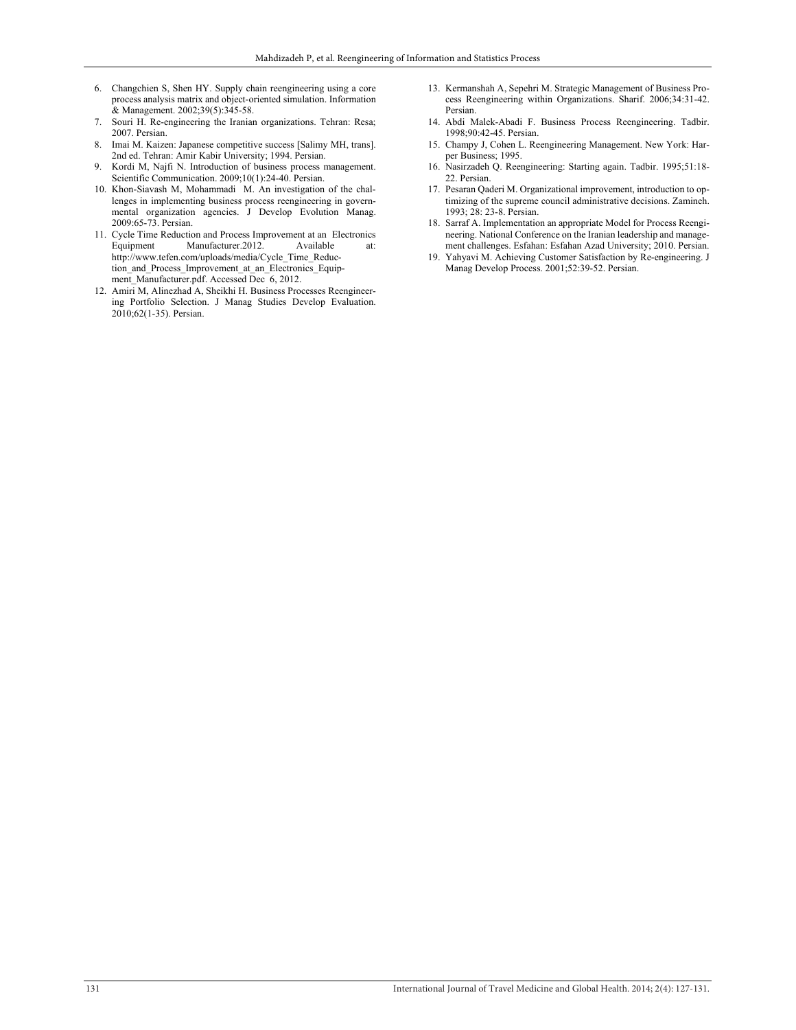6. Changchien S, Shen HY. Supply chain reengineering using a core process analysis matrix and object-oriented simulation. Information & Management. 2002;39(5):345-58.
7. Souri H. Re-engineering the Iranian organizations. Tehran: Resa; 2007. Persian.
8. Imai M. Kaizen: Japanese competitive success [Salimy MH, trans]. 2nd ed. Tehran: Amir Kabir University; 1994. Persian.
9. Kordi M, Najfi N. Introduction of business process management. Scientific Communication. 2009;10(1):24-40. Persian.
10. Khon-Siavash M, Mohammadi M. An investigation of the challenges in implementing business process reengineering in governmental organization agencies. J Develop Evolution Manag. 2009:65-73. Persian.
11. Cycle Time Reduction and Process Improvement at an Electronics Equipment Manufacturer.2012. Available at: http://www.tefen.com/uploads/media/Cycle_Time_Reduction_and_Process_Improvement_at_an_Electronics_Equipment_Manufacturer.pdf. Accessed Dec 6, 2012.
12. Amiri M, Alinezhad A, Sheikhi H. Business Processes Reengineering Portfolio Selection. J Manag Studies Develop Evaluation. 2010;62(1-35). Persian.
13. Kermanshah A, Sepehri M. Strategic Management of Business Process Reengineering within Organizations. Sharif. 2006;34:31-42. Persian.
14. Abdi Malek-Abadi F. Business Process Reengineering. Tadbir. 1998;90:42-45. Persian.
15. Champy J, Cohen L. Reengineering Management. New York: Harper Business; 1995.
16. Nasirzadeh Q. Reengineering: Starting again. Tadbir. 1995;51:18-22. Persian.
17. Pesaran Qaderi M. Organizational improvement, introduction to optimizing of the supreme council administrative decisions. Zamineh. 1993; 28: 23-8. Persian.
18. Sarraf A. Implementation an appropriate Model for Process Reengineering. National Conference on the Iranian leadership and management challenges. Esfahan: Esfahan Azad University; 2010. Persian.
19. Yahyavi M. Achieving Customer Satisfaction by Re-engineering. J Manag Develop Process. 2001;52:39-52. Persian.